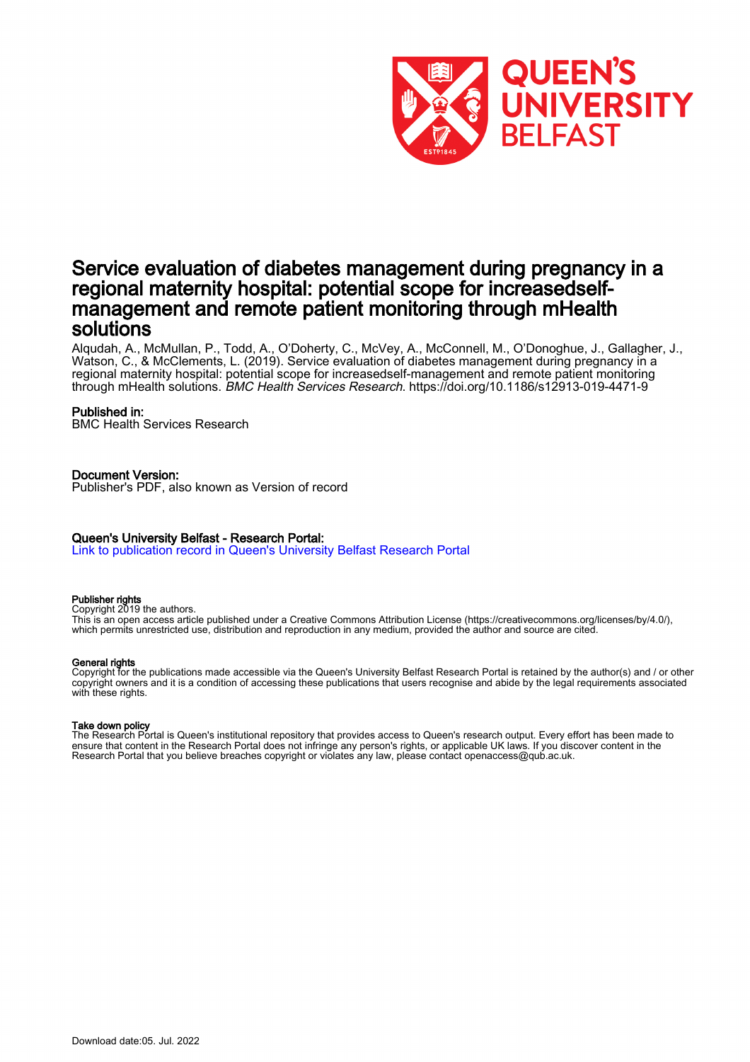# Service evaluation of diabetes management during pregnancy in a regional maternity hospital: potential scope for increasedself-management and remote patient monitoring through mHealth solutions

Alqudah, A., McMullan, P., Todd, A., O'Doherty, C., McVey, A., McConnell, M., O'Donoghue, J., Gallagher, J., Watson, C., & McClements, L. (2019). Service evaluation of diabetes management during pregnancy in a regional maternity hospital: potential scope for increasedself-management and remote patient monitoring through mHealth solutions. *BMC Health Services Research*. https://doi.org/10.1186/s12913-019-4471-9

**Published in:**
BMC Health Services Research

**Document Version:**
Publisher's PDF, also known as Version of record

**Queen's University Belfast - Research Portal:**
Link to publication record in Queen's University Belfast Research Portal

**Publisher rights**
Copyright 2019 the authors.
This is an open access article published under a Creative Commons Attribution License (https://creativecommons.org/licenses/by/4.0/), which permits unrestricted use, distribution and reproduction in any medium, provided the author and source are cited.

**General rights**
Copyright for the publications made accessible via the Queen's University Belfast Research Portal is retained by the author(s) and / or other copyright owners and it is a condition of accessing these publications that users recognise and abide by the legal requirements associated with these rights.

**Take down policy**
The Research Portal is Queen's institutional repository that provides access to Queen's research output. Every effort has been made to ensure that content in the Research Portal does not infringe any person's rights, or applicable UK laws. If you discover content in the Research Portal that you believe breaches copyright or violates any law, please contact openaccess@qub.ac.uk.

Download date:05. Jul. 2022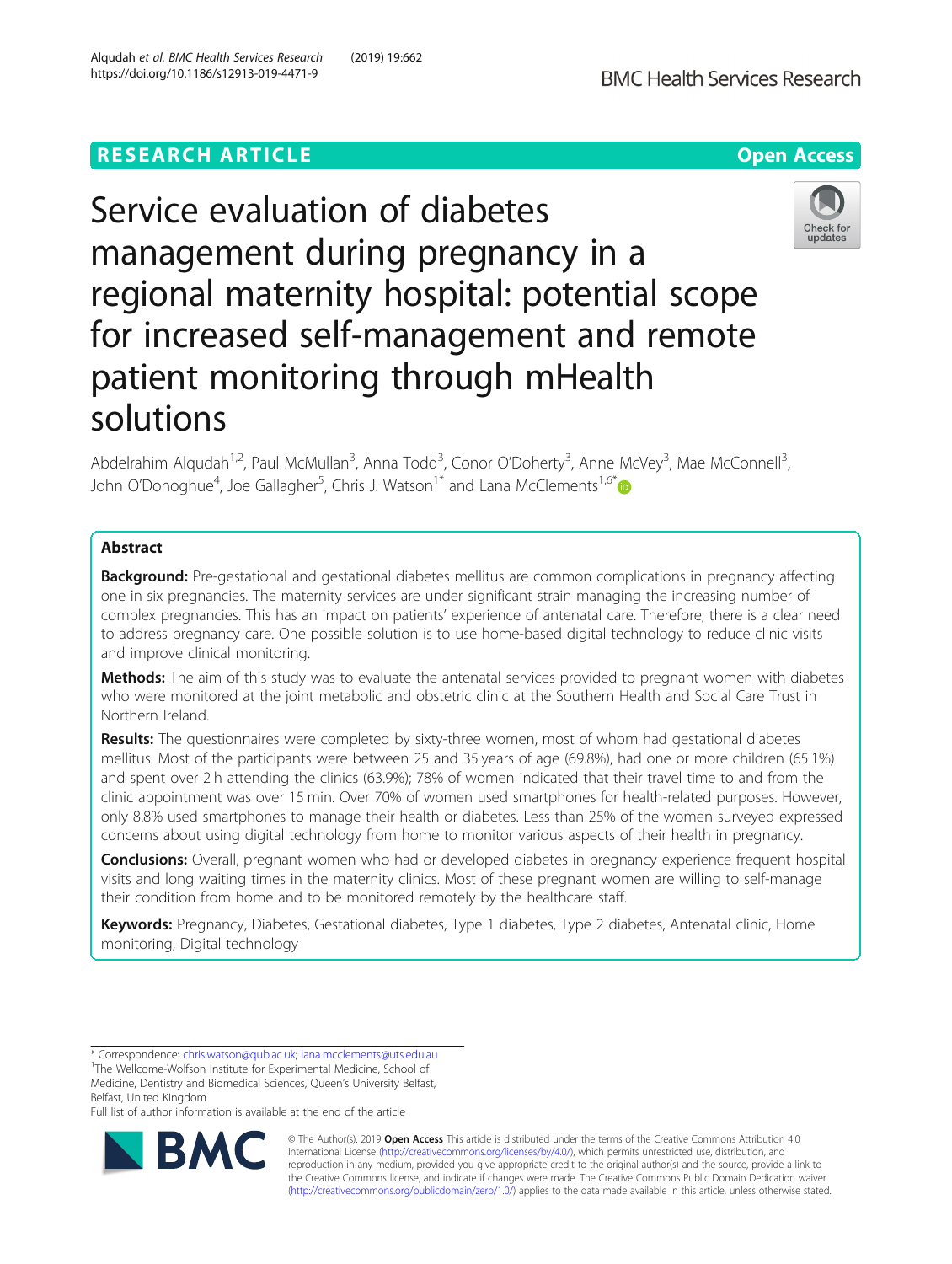# Service evaluation of diabetes management during pregnancy in a regional maternity hospital: potential scope for increased self-management and remote patient monitoring through mHealth solutions

Abdelrahim Alqudah[1,2], Paul McMullan[3], Anna Todd[3], Conor O'Doherty[3], Anne McVey[3], Mae McConnell[3], John O'Donoghue[4], Joe Gallagher[5], Chris J. Watson[1*] and Lana McClements[1,6*]

## Abstract

**Background:** Pre-gestational and gestational diabetes mellitus are common complications in pregnancy affecting one in six pregnancies. The maternity services are under significant strain managing the increasing number of complex pregnancies. This has an impact on patients' experience of antenatal care. Therefore, there is a clear need to address pregnancy care. One possible solution is to use home-based digital technology to reduce clinic visits and improve clinical monitoring.

**Methods:** The aim of this study was to evaluate the antenatal services provided to pregnant women with diabetes who were monitored at the joint metabolic and obstetric clinic at the Southern Health and Social Care Trust in Northern Ireland.

**Results:** The questionnaires were completed by sixty-three women, most of whom had gestational diabetes mellitus. Most of the participants were between 25 and 35 years of age (69.8%), had one or more children (65.1%) and spent over 2 h attending the clinics (63.9%); 78% of women indicated that their travel time to and from the clinic appointment was over 15 min. Over 70% of women used smartphones for health-related purposes. However, only 8.8% used smartphones to manage their health or diabetes. Less than 25% of the women surveyed expressed concerns about using digital technology from home to monitor various aspects of their health in pregnancy.

**Conclusions:** Overall, pregnant women who had or developed diabetes in pregnancy experience frequent hospital visits and long waiting times in the maternity clinics. Most of these pregnant women are willing to self-manage their condition from home and to be monitored remotely by the healthcare staff.

**Keywords:** Pregnancy, Diabetes, Gestational diabetes, Type 1 diabetes, Type 2 diabetes, Antenatal clinic, Home monitoring, Digital technology

---

* Correspondence: chris.watson@qub.ac.uk; lana.mcclements@uts.edu.au
[1]The Wellcome-Wolfson Institute for Experimental Medicine, School of Medicine, Dentistry and Biomedical Sciences, Queen's University Belfast, Belfast, United Kingdom
Full list of author information is available at the end of the article

© The Author(s). 2019 **Open Access** This article is distributed under the terms of the Creative Commons Attribution 4.0 International License (http://creativecommons.org/licenses/by/4.0/), which permits unrestricted use, distribution, and reproduction in any medium, provided you give appropriate credit to the original author(s) and the source, provide a link to the Creative Commons license, and indicate if changes were made. The Creative Commons Public Domain Dedication waiver (http://creativecommons.org/publicdomain/zero/1.0/) applies to the data made available in this article, unless otherwise stated.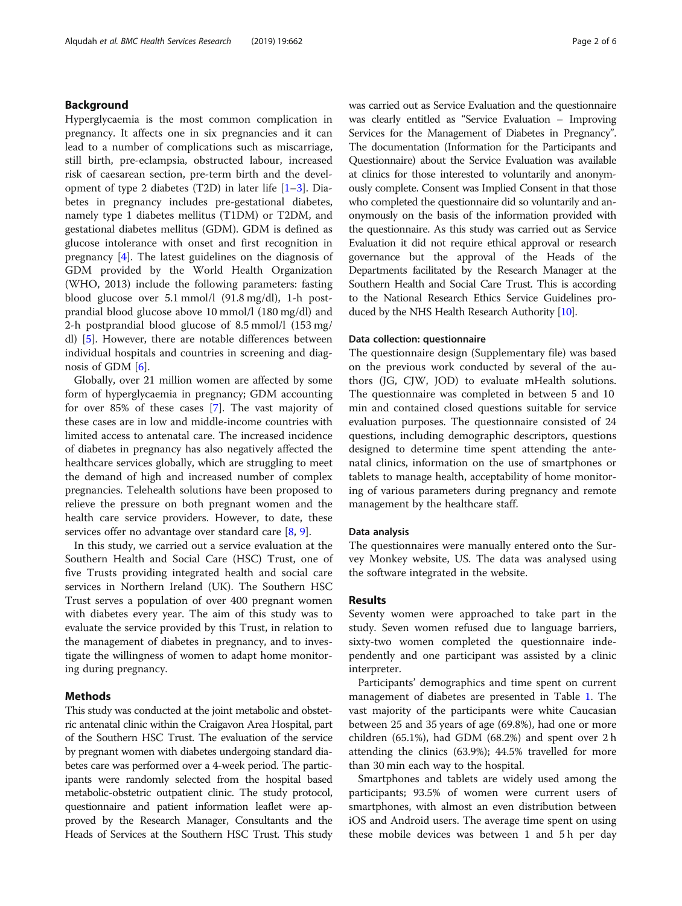## Background

Hyperglycaemia is the most common complication in pregnancy. It affects one in six pregnancies and it can lead to a number of complications such as miscarriage, still birth, pre-eclampsia, obstructed labour, increased risk of caesarean section, pre-term birth and the development of type 2 diabetes (T2D) in later life [1–3]. Diabetes in pregnancy includes pre-gestational diabetes, namely type 1 diabetes mellitus (T1DM) or T2DM, and gestational diabetes mellitus (GDM). GDM is defined as glucose intolerance with onset and first recognition in pregnancy [4]. The latest guidelines on the diagnosis of GDM provided by the World Health Organization (WHO, 2013) include the following parameters: fasting blood glucose over 5.1 mmol/l (91.8 mg/dl), 1-h postprandial blood glucose above 10 mmol/l (180 mg/dl) and 2-h postprandial blood glucose of 8.5 mmol/l (153 mg/dl) [5]. However, there are notable differences between individual hospitals and countries in screening and diagnosis of GDM [6].

Globally, over 21 million women are affected by some form of hyperglycaemia in pregnancy; GDM accounting for over 85% of these cases [7]. The vast majority of these cases are in low and middle-income countries with limited access to antenatal care. The increased incidence of diabetes in pregnancy has also negatively affected the healthcare services globally, which are struggling to meet the demand of high and increased number of complex pregnancies. Telehealth solutions have been proposed to relieve the pressure on both pregnant women and the health care service providers. However, to date, these services offer no advantage over standard care [8, 9].

In this study, we carried out a service evaluation at the Southern Health and Social Care (HSC) Trust, one of five Trusts providing integrated health and social care services in Northern Ireland (UK). The Southern HSC Trust serves a population of over 400 pregnant women with diabetes every year. The aim of this study was to evaluate the service provided by this Trust, in relation to the management of diabetes in pregnancy, and to investigate the willingness of women to adapt home monitoring during pregnancy.

## Methods

This study was conducted at the joint metabolic and obstetric antenatal clinic within the Craigavon Area Hospital, part of the Southern HSC Trust. The evaluation of the service by pregnant women with diabetes undergoing standard diabetes care was performed over a 4-week period. The participants were randomly selected from the hospital based metabolic-obstetric outpatient clinic. The study protocol, questionnaire and patient information leaflet were approved by the Research Manager, Consultants and the Heads of Services at the Southern HSC Trust. This study was carried out as Service Evaluation and the questionnaire was clearly entitled as "Service Evaluation – Improving Services for the Management of Diabetes in Pregnancy". The documentation (Information for the Participants and Questionnaire) about the Service Evaluation was available at clinics for those interested to voluntarily and anonymously complete. Consent was Implied Consent in that those who completed the questionnaire did so voluntarily and anonymously on the basis of the information provided with the questionnaire. As this study was carried out as Service Evaluation it did not require ethical approval or research governance but the approval of the Heads of the Departments facilitated by the Research Manager at the Southern Health and Social Care Trust. This is according to the National Research Ethics Service Guidelines produced by the NHS Health Research Authority [10].

### Data collection: questionnaire

The questionnaire design (Supplementary file) was based on the previous work conducted by several of the authors (JG, CJW, JOD) to evaluate mHealth solutions. The questionnaire was completed in between 5 and 10 min and contained closed questions suitable for service evaluation purposes. The questionnaire consisted of 24 questions, including demographic descriptors, questions designed to determine time spent attending the antenatal clinics, information on the use of smartphones or tablets to manage health, acceptability of home monitoring of various parameters during pregnancy and remote management by the healthcare staff.

### Data analysis

The questionnaires were manually entered onto the Survey Monkey website, US. The data was analysed using the software integrated in the website.

## Results

Seventy women were approached to take part in the study. Seven women refused due to language barriers, sixty-two women completed the questionnaire independently and one participant was assisted by a clinic interpreter.

Participants' demographics and time spent on current management of diabetes are presented in Table 1. The vast majority of the participants were white Caucasian between 25 and 35 years of age (69.8%), had one or more children (65.1%), had GDM (68.2%) and spent over 2 h attending the clinics (63.9%); 44.5% travelled for more than 30 min each way to the hospital.

Smartphones and tablets are widely used among the participants; 93.5% of women were current users of smartphones, with almost an even distribution between iOS and Android users. The average time spent on using these mobile devices was between 1 and 5 h per day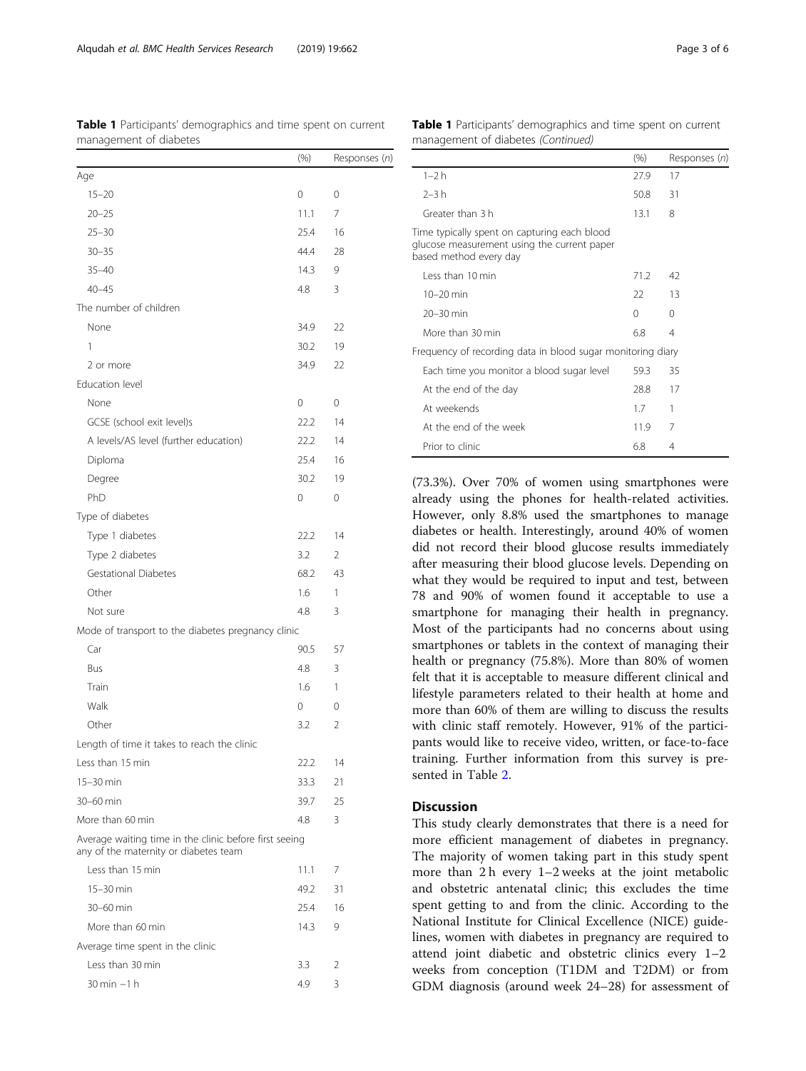**Table 1** Participants' demographics and time spent on current management of diabetes

| | (%) | Responses (*n*) |
|---|---|---|
| Age | | |
| 15–20 | 0 | 0 |
| 20–25 | 11.1 | 7 |
| 25–30 | 25.4 | 16 |
| 30–35 | 44.4 | 28 |
| 35–40 | 14.3 | 9 |
| 40–45 | 4.8 | 3 |
| The number of children | | |
| None | 34.9 | 22 |
| 1 | 30.2 | 19 |
| 2 or more | 34.9 | 22 |
| Education level | | |
| None | 0 | 0 |
| GCSE (school exit level)s | 22.2 | 14 |
| A levels/AS level (further education) | 22.2 | 14 |
| Diploma | 25.4 | 16 |
| Degree | 30.2 | 19 |
| PhD | 0 | 0 |
| Type of diabetes | | |
| Type 1 diabetes | 22.2 | 14 |
| Type 2 diabetes | 3.2 | 2 |
| Gestational Diabetes | 68.2 | 43 |
| Other | 1.6 | 1 |
| Not sure | 4.8 | 3 |
| Mode of transport to the diabetes pregnancy clinic | | |
| Car | 90.5 | 57 |
| Bus | 4.8 | 3 |
| Train | 1.6 | 1 |
| Walk | 0 | 0 |
| Other | 3.2 | 2 |
| Length of time it takes to reach the clinic | | |
| Less than 15 min | 22.2 | 14 |
| 15–30 min | 33.3 | 21 |
| 30–60 min | 39.7 | 25 |
| More than 60 min | 4.8 | 3 |
| Average waiting time in the clinic before first seeing any of the maternity or diabetes team | | |
| Less than 15 min | 11.1 | 7 |
| 15–30 min | 49.2 | 31 |
| 30–60 min | 25.4 | 16 |
| More than 60 min | 14.3 | 9 |
| Average time spent in the clinic | | |
| Less than 30 min | 3.3 | 2 |
| 30 min −1 h | 4.9 | 3 |
| 1–2 h | 27.9 | 17 |
| 2–3 h | 50.8 | 31 |
| Greater than 3 h | 13.1 | 8 |
| Time typically spent on capturing each blood glucose measurement using the current paper based method every day | | |
| Less than 10 min | 71.2 | 42 |
| 10–20 min | 22 | 13 |
| 20–30 min | 0 | 0 |
| More than 30 min | 6.8 | 4 |
| Frequency of recording data in blood sugar monitoring diary | | |
| Each time you monitor a blood sugar level | 59.3 | 35 |
| At the end of the day | 28.8 | 17 |
| At weekends | 1.7 | 1 |
| At the end of the week | 11.9 | 7 |
| Prior to clinic | 6.8 | 4 |

(73.3%). Over 70% of women using smartphones were already using the phones for health-related activities. However, only 8.8% used the smartphones to manage diabetes or health. Interestingly, around 40% of women did not record their blood glucose results immediately after measuring their blood glucose levels. Depending on what they would be required to input and test, between 78 and 90% of women found it acceptable to use a smartphone for managing their health in pregnancy. Most of the participants had no concerns about using smartphones or tablets in the context of managing their health or pregnancy (75.8%). More than 80% of women felt that it is acceptable to measure different clinical and lifestyle parameters related to their health at home and more than 60% of them are willing to discuss the results with clinic staff remotely. However, 91% of the participants would like to receive video, written, or face-to-face training. Further information from this survey is presented in Table 2.

## Discussion

This study clearly demonstrates that there is a need for more efficient management of diabetes in pregnancy. The majority of women taking part in this study spent more than 2 h every 1–2 weeks at the joint metabolic and obstetric antenatal clinic; this excludes the time spent getting to and from the clinic. According to the National Institute for Clinical Excellence (NICE) guidelines, women with diabetes in pregnancy are required to attend joint diabetic and obstetric clinics every 1–2 weeks from conception (T1DM and T2DM) or from GDM diagnosis (around week 24–28) for assessment of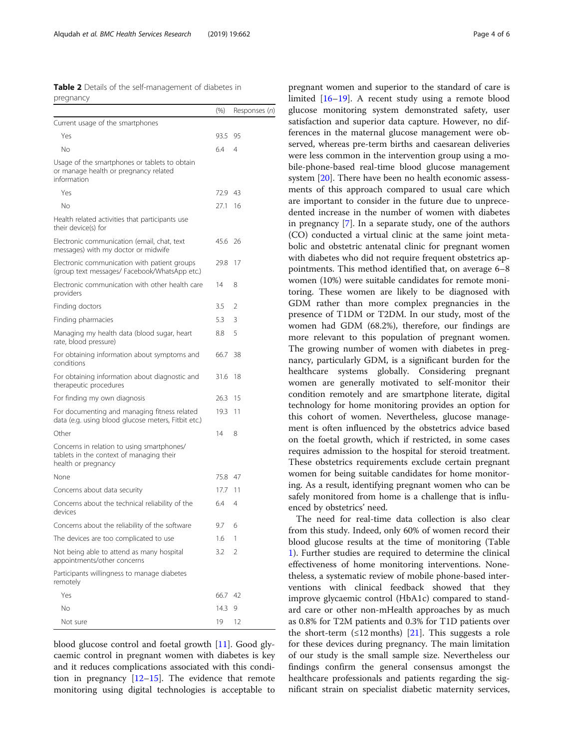**Table 2** Details of the self-management of diabetes in pregnancy

| | (%) | Responses (n) |
|---|---|---|
| Current usage of the smartphones | | |
| Yes | 93.5 | 95 |
| No | 6.4 | 4 |
| Usage of the smartphones or tablets to obtain or manage health or pregnancy related information | | |
| Yes | 72.9 | 43 |
| No | 27.1 | 16 |
| Health related activities that participants use their device(s) for | | |
| Electronic communication (email, chat, text messages) with my doctor or midwife | 45.6 | 26 |
| Electronic communication with patient groups (group text messages/ Facebook/WhatsApp etc.) | 29.8 | 17 |
| Electronic communication with other health care providers | 14 | 8 |
| Finding doctors | 3.5 | 2 |
| Finding pharmacies | 5.3 | 3 |
| Managing my health data (blood sugar, heart rate, blood pressure) | 8.8 | 5 |
| For obtaining information about symptoms and conditions | 66.7 | 38 |
| For obtaining information about diagnostic and therapeutic procedures | 31.6 | 18 |
| For finding my own diagnosis | 26.3 | 15 |
| For documenting and managing fitness related data (e.g. using blood glucose meters, Fitbit etc.) | 19.3 | 11 |
| Other | 14 | 8 |
| Concerns in relation to using smartphones/ tablets in the context of managing their health or pregnancy | | |
| None | 75.8 | 47 |
| Concerns about data security | 17.7 | 11 |
| Concerns about the technical reliability of the devices | 6.4 | 4 |
| Concerns about the reliability of the software | 9.7 | 6 |
| The devices are too complicated to use | 1.6 | 1 |
| Not being able to attend as many hospital appointments/other concerns | 3.2 | 2 |
| Participants willingness to manage diabetes remotely | | |
| Yes | 66.7 | 42 |
| No | 14.3 | 9 |
| Not sure | 19 | 12 |

blood glucose control and foetal growth [11]. Good glycaemic control in pregnant women with diabetes is key and it reduces complications associated with this condition in pregnancy [12–15]. The evidence that remote monitoring using digital technologies is acceptable to pregnant women and superior to the standard of care is limited [16–19]. A recent study using a remote blood glucose monitoring system demonstrated safety, user satisfaction and superior data capture. However, no differences in the maternal glucose management were observed, whereas pre-term births and caesarean deliveries were less common in the intervention group using a mobile-phone-based real-time blood glucose management system [20]. There have been no health economic assessments of this approach compared to usual care which are important to consider in the future due to unprecedented increase in the number of women with diabetes in pregnancy [7]. In a separate study, one of the authors (CO) conducted a virtual clinic at the same joint metabolic and obstetric antenatal clinic for pregnant women with diabetes who did not require frequent obstetrics appointments. This method identified that, on average 6–8 women (10%) were suitable candidates for remote monitoring. These women are likely to be diagnosed with GDM rather than more complex pregnancies in the presence of T1DM or T2DM. In our study, most of the women had GDM (68.2%), therefore, our findings are more relevant to this population of pregnant women. The growing number of women with diabetes in pregnancy, particularly GDM, is a significant burden for the healthcare systems globally. Considering pregnant women are generally motivated to self-monitor their condition remotely and are smartphone literate, digital technology for home monitoring provides an option for this cohort of women. Nevertheless, glucose management is often influenced by the obstetrics advice based on the foetal growth, which if restricted, in some cases requires admission to the hospital for steroid treatment. These obstetrics requirements exclude certain pregnant women for being suitable candidates for home monitoring. As a result, identifying pregnant women who can be safely monitored from home is a challenge that is influenced by obstetrics' need.

The need for real-time data collection is also clear from this study. Indeed, only 60% of women record their blood glucose results at the time of monitoring (Table 1). Further studies are required to determine the clinical effectiveness of home monitoring interventions. Nonetheless, a systematic review of mobile phone-based interventions with clinical feedback showed that they improve glycaemic control (HbA1c) compared to standard care or other non-mHealth approaches by as much as 0.8% for T2M patients and 0.3% for T1D patients over the short-term (≤12 months) [21]. This suggests a role for these devices during pregnancy. The main limitation of our study is the small sample size. Nevertheless our findings confirm the general consensus amongst the healthcare professionals and patients regarding the significant strain on specialist diabetic maternity services,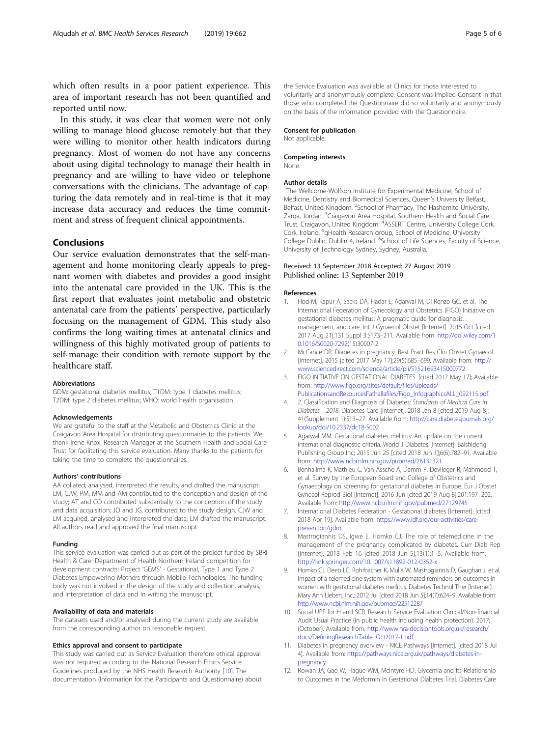which often results in a poor patient experience. This area of important research has not been quantified and reported until now.

In this study, it was clear that women were not only willing to manage blood glucose remotely but that they were willing to monitor other health indicators during pregnancy. Most of women do not have any concerns about using digital technology to manage their health in pregnancy and are willing to have video or telephone conversations with the clinicians. The advantage of capturing the data remotely and in real-time is that it may increase data accuracy and reduces the time commitment and stress of frequent clinical appointments.

## Conclusions

Our service evaluation demonstrates that the self-management and home monitoring clearly appeals to pregnant women with diabetes and provides a good insight into the antenatal care provided in the UK. This is the first report that evaluates joint metabolic and obstetric antenatal care from the patients' perspective, particularly focusing on the management of GDM. This study also confirms the long waiting times at antenatal clinics and willingness of this highly motivated group of patients to self-manage their condition with remote support by the healthcare staff.

#### Abbreviations

GDM: gestational diabetes mellitus; T1DM: type 1 diabetes mellitus; T2DM: type 2 diabetes mellitus; WHO: world health organisation

#### Acknowledgements

We are grateful to the staff at the Metabolic and Obstetrics Clinic at the Craigavon Area Hospital for distributing questionnaires to the patients. We thank Irene Knox, Research Manager at the Southern Health and Social Care Trust for facilitating this service evaluation. Many thanks to the patients for taking the time to complete the questionnaires.

#### Authors' contributions

AA collated, analysed, interpreted the results, and drafted the manuscript; LM, CJW, PM, MM and AM contributed to the conception and design of the study; AT and CO contributed substantially to the conception of the study and data acquisition; JO and JG, contributed to the study design. CJW and LM acquired, analysed and interpreted the data; LM drafted the manuscript. All authors read and approved the final manuscript.

#### Funding

This service evaluation was carried out as part of the project funded by SBRI Health & Care: Department of Health Northern Ireland competition for development contracts: Project 'GEMS' - Gestational, Type 1 and Type 2 Diabetes Empowering Mothers through Mobile Technologies. The funding body was not involved in the design of the study and collection, analysis, and interpretation of data and in writing the manuscript.

#### Availability of data and materials

The datasets used and/or analysed during the current study are available from the corresponding author on reasonable request.

#### Ethics approval and consent to participate

This study was carried out as Service Evaluation therefore ethical approval was not required according to the National Research Ethics Service Guidelines produced by the NHS Health Research Authority [10]. The documentation (Information for the Participants and Questionnaire) about the Service Evaluation was available at Clinics for those interested to voluntarily and anonymously complete. Consent was Implied Consent in that those who completed the Questionnaire did so voluntarily and anonymously on the basis of the information provided with the Questionnaire.

#### Consent for publication

Not applicable.

#### Competing interests

None.

#### Author details

[1]The Wellcome-Wolfson Institute for Experimental Medicine, School of Medicine, Dentistry and Biomedical Sciences, Queen's University Belfast, Belfast, United Kingdom. [2]School of Pharmacy, The Hashemite University, Zarqa, Jordan. [3]Craigavon Area Hospital, Southern Health and Social Care Trust, Craigavon, United Kingdom. [4]ASSERT Centre, University College Cork, Cork, Ireland. [5]gHealth Research group, School of Medicine, University College Dublin, Dublin 4, Ireland. [6]School of Life Sciences, Faculty of Science, University of Technology Sydney, Sydney, Australia.

Received: 13 September 2018 Accepted: 27 August 2019
Published online: 13 September 2019

#### References

1. Hod M, Kapur A, Sacks DA, Hadar E, Agarwal M, Di Renzo GC, et al. The International Federation of Gynecology and Obstetrics (FIGO) Initiative on gestational diabetes mellitus: A pragmatic guide for diagnosis, management, and care. Int J Gynaecol Obstet [Internet]. 2015 Oct [cited 2017 Aug 21];131 Suppl 3:S173–211. Available from: http://doi.wiley.com/10.1016/S0020-7292(15)30007-2.
2. McCance DR. Diabetes in pregnancy. Best Pract Res Clin Obstet Gynaecol [Internet]. 2015 [cited 2017 May 17];29(5):685–699. Available from: http://www.sciencedirect.com/science/article/pii/S1521693415000772
3. FIGO INITIATIVE ON GESTATIONAL DIABETES. [cited 2017 May 17]; Available from: http://www.figo.org/sites/default/files/uploads/PublicationsandResourcesFathallafiles/Figo_InfographicsALL_092115.pdf.
4. 2. Classification and Diagnosis of Diabetes: *Standards of Medical Care in Diabetes—2018*. Diabetes Care [Internet]. 2018 Jan 8 [cited 2019 Aug 8]; 41(Supplement 1):S13–27. Available from: http://care.diabetesjournals.org/lookup/doi/10.2337/dc18-S002
5. Agarwal MM. Gestational diabetes mellitus: An update on the current international diagnostic criteria. World J Diabetes [Internet]. Baishideng Publishing Group Inc; 2015 Jun 25 [cited 2018 Jun 1];6(6):782–91. Available from: http://www.ncbi.nlm.nih.gov/pubmed/26131321
6. Benhalima K, Mathieu C, Van Assche A, Damm P, Devlieger R, Mahmood T, et al. Survey by the European Board and College of Obstetrics and Gynaecology on screening for gestational diabetes in Europe. Eur J Obstet Gynecol Reprod Biol [Internet]. 2016 Jun [cited 2019 Aug 8];201:197–202. Available from: http://www.ncbi.nlm.nih.gov/pubmed/27129745
7. International Diabetes Federation - Gestational diabetes [Internet]. [cited 2018 Apr 19]. Available from: https://www.idf.org/our-activities/care-prevention/gdm
8. Mastrogiannis DS, Igwe E, Homko CJ. The role of telemedicine in the management of the pregnancy complicated by diabetes. Curr Diab Rep [Internet]. 2013 Feb 16 [cited 2018 Jun 5];13(1):1–5. Available from: http://link.springer.com/10.1007/s11892-012-0352-x
9. Homko CJ, Deeb LC, Rohrbacher K, Mulla W, Mastrogiannis D, Gaughan J, et al. Impact of a telemedicine system with automated reminders on outcomes in women with gestational diabetes mellitus. Diabetes Technol Ther [Internet]. Mary Ann Liebert, Inc.; 2012 Jul [cited 2018 Jun 5];14(7):624–9. Available from: http://www.ncbi.nlm.nih.gov/pubmed/22512287
10. Social UPF for H and SCR. Research Service Evaluation Clinical/Non-financial Audit Usual Practice (in public health including health protection). 2017; (October). Available from: http://www.hra-decisiontools.org.uk/research/docs/DefiningResearchTable_Oct2017-1.pdf
11. Diabetes in pregnancy overview - NICE Pathways [Internet]. [cited 2018 Jul 4]. Available from: https://pathways.nice.org.uk/pathways/diabetes-in-pregnancy
12. Rowan JA, Gao W, Hague WM, McIntyre HD. Glycemia and Its Relationship to Outcomes in the Metformin in Gestational Diabetes Trial. Diabetes Care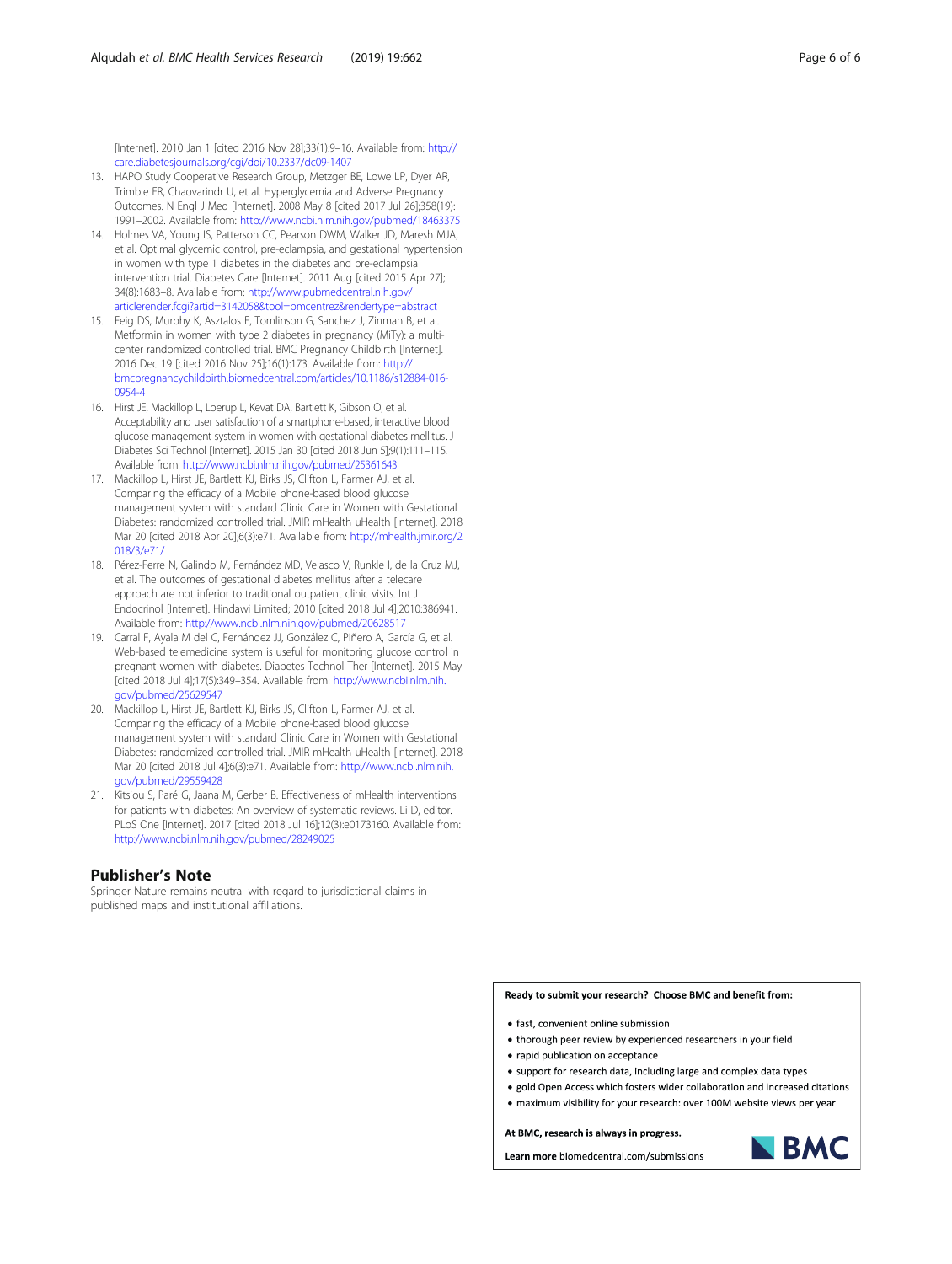[Internet]. 2010 Jan 1 [cited 2016 Nov 28];33(1):9–16. Available from: http://care.diabetesjournals.org/cgi/doi/10.2337/dc09-1407

13. HAPO Study Cooperative Research Group, Metzger BE, Lowe LP, Dyer AR, Trimble ER, Chaovarindr U, et al. Hyperglycemia and Adverse Pregnancy Outcomes. N Engl J Med [Internet]. 2008 May 8 [cited 2017 Jul 26];358(19): 1991–2002. Available from: http://www.ncbi.nlm.nih.gov/pubmed/18463375
14. Holmes VA, Young IS, Patterson CC, Pearson DWM, Walker JD, Maresh MJA, et al. Optimal glycemic control, pre-eclampsia, and gestational hypertension in women with type 1 diabetes in the diabetes and pre-eclampsia intervention trial. Diabetes Care [Internet]. 2011 Aug [cited 2015 Apr 27]; 34(8):1683–8. Available from: http://www.pubmedcentral.nih.gov/articlerender.fcgi?artid=3142058&tool=pmcentrez&rendertype=abstract
15. Feig DS, Murphy K, Asztalos E, Tomlinson G, Sanchez J, Zinman B, et al. Metformin in women with type 2 diabetes in pregnancy (MiTy): a multi-center randomized controlled trial. BMC Pregnancy Childbirth [Internet]. 2016 Dec 19 [cited 2016 Nov 25];16(1):173. Available from: http://bmcpregnancychildbirth.biomedcentral.com/articles/10.1186/s12884-016-0954-4
16. Hirst JE, Mackillop L, Loerup L, Kevat DA, Bartlett K, Gibson O, et al. Acceptability and user satisfaction of a smartphone-based, interactive blood glucose management system in women with gestational diabetes mellitus. J Diabetes Sci Technol [Internet]. 2015 Jan 30 [cited 2018 Jun 5];9(1):111–115. Available from: http://www.ncbi.nlm.nih.gov/pubmed/25361643
17. Mackillop L, Hirst JE, Bartlett KJ, Birks JS, Clifton L, Farmer AJ, et al. Comparing the efficacy of a Mobile phone-based blood glucose management system with standard Clinic Care in Women with Gestational Diabetes: randomized controlled trial. JMIR mHealth uHealth [Internet]. 2018 Mar 20 [cited 2018 Apr 20];6(3):e71. Available from: http://mhealth.jmir.org/2018/3/e71/
18. Pérez-Ferre N, Galindo M, Fernández MD, Velasco V, Runkle I, de la Cruz MJ, et al. The outcomes of gestational diabetes mellitus after a telecare approach are not inferior to traditional outpatient clinic visits. Int J Endocrinol [Internet]. Hindawi Limited; 2010 [cited 2018 Jul 4];2010:386941. Available from: http://www.ncbi.nlm.nih.gov/pubmed/20628517
19. Carral F, Ayala M del C, Fernández JJ, González C, Piñero A, García G, et al. Web-based telemedicine system is useful for monitoring glucose control in pregnant women with diabetes. Diabetes Technol Ther [Internet]. 2015 May [cited 2018 Jul 4];17(5):349–354. Available from: http://www.ncbi.nlm.nih.gov/pubmed/25629547
20. Mackillop L, Hirst JE, Bartlett KJ, Birks JS, Clifton L, Farmer AJ, et al. Comparing the efficacy of a Mobile phone-based blood glucose management system with standard Clinic Care in Women with Gestational Diabetes: randomized controlled trial. JMIR mHealth uHealth [Internet]. 2018 Mar 20 [cited 2018 Jul 4];6(3):e71. Available from: http://www.ncbi.nlm.nih.gov/pubmed/29559428
21. Kitsiou S, Paré G, Jaana M, Gerber B. Effectiveness of mHealth interventions for patients with diabetes: An overview of systematic reviews. Li D, editor. PLoS One [Internet]. 2017 [cited 2018 Jul 16];12(3):e0173160. Available from: http://www.ncbi.nlm.nih.gov/pubmed/28249025

## Publisher's Note

Springer Nature remains neutral with regard to jurisdictional claims in published maps and institutional affiliations.

**Ready to submit your research? Choose BMC and benefit from:**

- fast, convenient online submission
- thorough peer review by experienced researchers in your field
- rapid publication on acceptance
- support for research data, including large and complex data types
- gold Open Access which fosters wider collaboration and increased citations
- maximum visibility for your research: over 100M website views per year

**At BMC, research is always in progress.**

**Learn more** biomedcentral.com/submissions

BMC